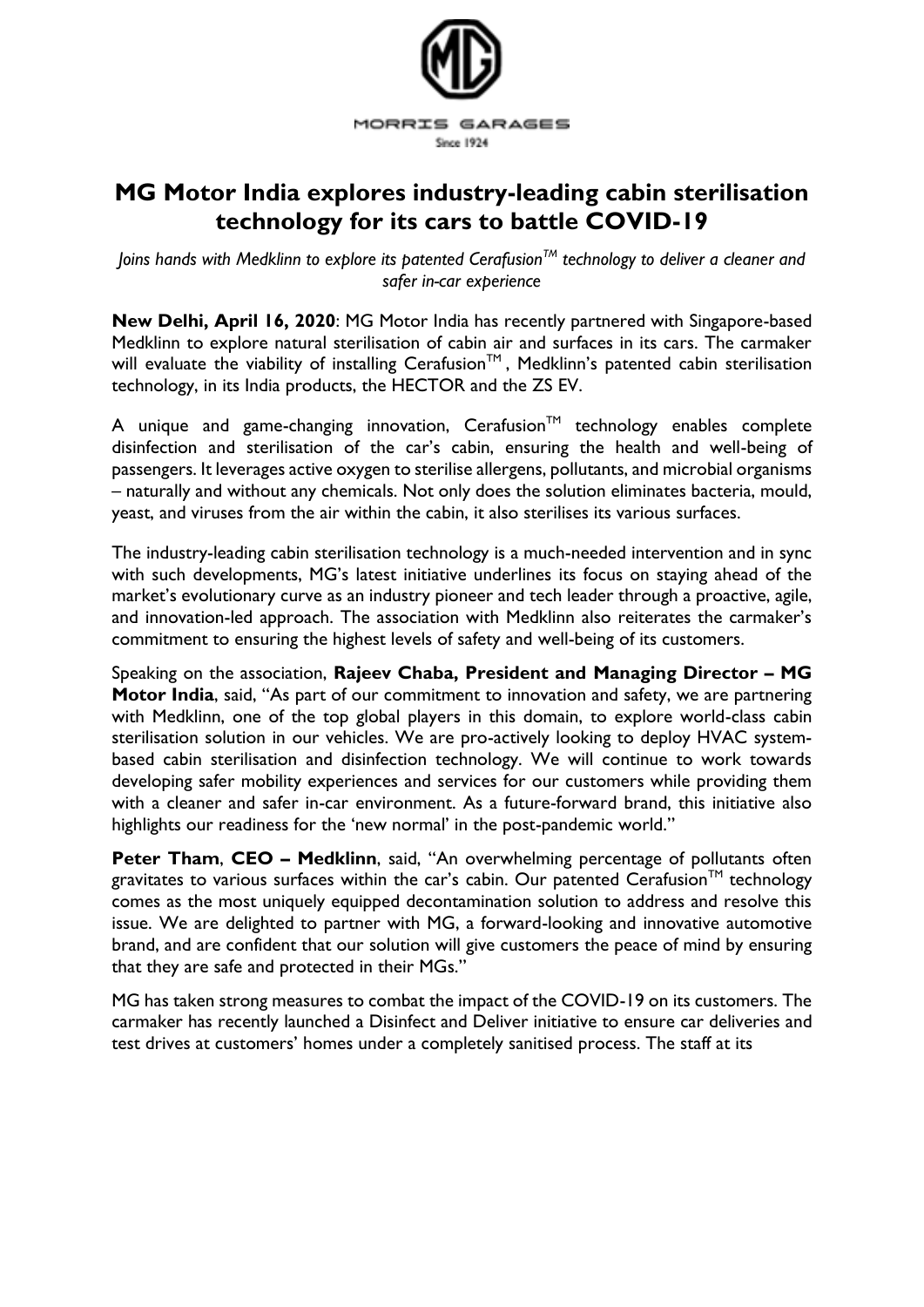MORRIS GARAGES

Since 1924

# MG Motor India explores industry-leading cabin sterilisation technology for its cars to battle COVID-19

*Joins hands with Medklinn to explore its patented Cerafusion™ technology to deliver a cleaner and safer in-car experience*

**New Delhi, April 16, 2020**: MG Motor India has recently partnered with Singapore-based Medklinn to explore natural sterilisation of cabin air and surfaces in its cars. The carmaker will evaluate the viability of installing Cerafusion™, Medklinn's patented cabin sterilisation technology, in its India products, the HECTOR and the ZS EV.

A unique and game-changing innovation, Cerafusion™ technology enables complete disinfection and sterilisation of the car's cabin, ensuring the health and well-being of passengers. It leverages active oxygen to sterilise allergens, pollutants, and microbial organisms – naturally and without any chemicals. Not only does the solution eliminates bacteria, mould, yeast, and viruses from the air within the cabin, it also sterilises its various surfaces.

The industry-leading cabin sterilisation technology is a much-needed intervention and in sync with such developments, MG's latest initiative underlines its focus on staying ahead of the market's evolutionary curve as an industry pioneer and tech leader through a proactive, agile, and innovation-led approach. The association with Medklinn also reiterates the carmaker's commitment to ensuring the highest levels of safety and well-being of its customers.

Speaking on the association, **Rajeev Chaba, President and Managing Director – MG Motor India**, said, "As part of our commitment to innovation and safety, we are partnering with Medklinn, one of the top global players in this domain, to explore world-class cabin sterilisation solution in our vehicles. We are pro-actively looking to deploy HVAC system-based cabin sterilisation and disinfection technology. We will continue to work towards developing safer mobility experiences and services for our customers while providing them with a cleaner and safer in-car environment. As a future-forward brand, this initiative also highlights our readiness for the 'new normal' in the post-pandemic world."

**Peter Tham**, **CEO – Medklinn**, said, "An overwhelming percentage of pollutants often gravitates to various surfaces within the car's cabin. Our patented Cerafusion™ technology comes as the most uniquely equipped decontamination solution to address and resolve this issue. We are delighted to partner with MG, a forward-looking and innovative automotive brand, and are confident that our solution will give customers the peace of mind by ensuring that they are safe and protected in their MGs."

MG has taken strong measures to combat the impact of the COVID-19 on its customers. The carmaker has recently launched a Disinfect and Deliver initiative to ensure car deliveries and test drives at customers' homes under a completely sanitised process. The staff at its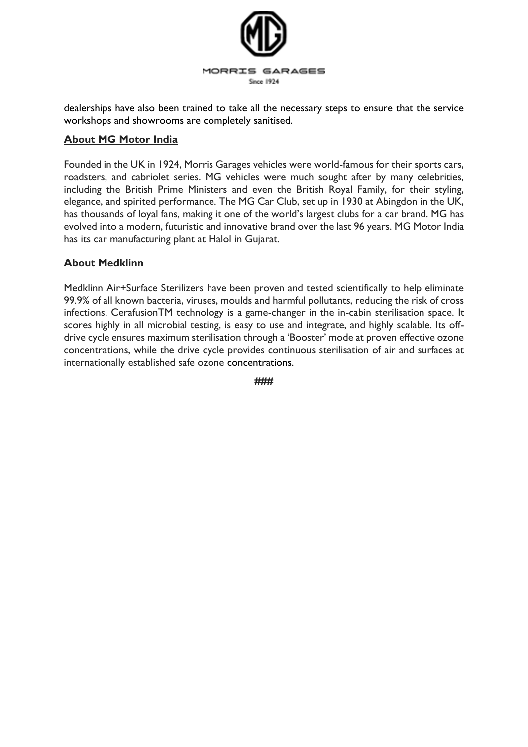dealerships have also been trained to take all the necessary steps to ensure that the service workshops and showrooms are completely sanitised.

## About MG Motor India

Founded in the UK in 1924, Morris Garages vehicles were world-famous for their sports cars, roadsters, and cabriolet series. MG vehicles were much sought after by many celebrities, including the British Prime Ministers and even the British Royal Family, for their styling, elegance, and spirited performance. The MG Car Club, set up in 1930 at Abingdon in the UK, has thousands of loyal fans, making it one of the world's largest clubs for a car brand. MG has evolved into a modern, futuristic and innovative brand over the last 96 years. MG Motor India has its car manufacturing plant at Halol in Gujarat.

## About Medklinn

Medklinn Air+Surface Sterilizers have been proven and tested scientifically to help eliminate 99.9% of all known bacteria, viruses, moulds and harmful pollutants, reducing the risk of cross infections. CerafusionTM technology is a game-changer in the in-cabin sterilisation space. It scores highly in all microbial testing, is easy to use and integrate, and highly scalable. Its off-drive cycle ensures maximum sterilisation through a 'Booster' mode at proven effective ozone concentrations, while the drive cycle provides continuous sterilisation of air and surfaces at internationally established safe ozone concentrations.

###